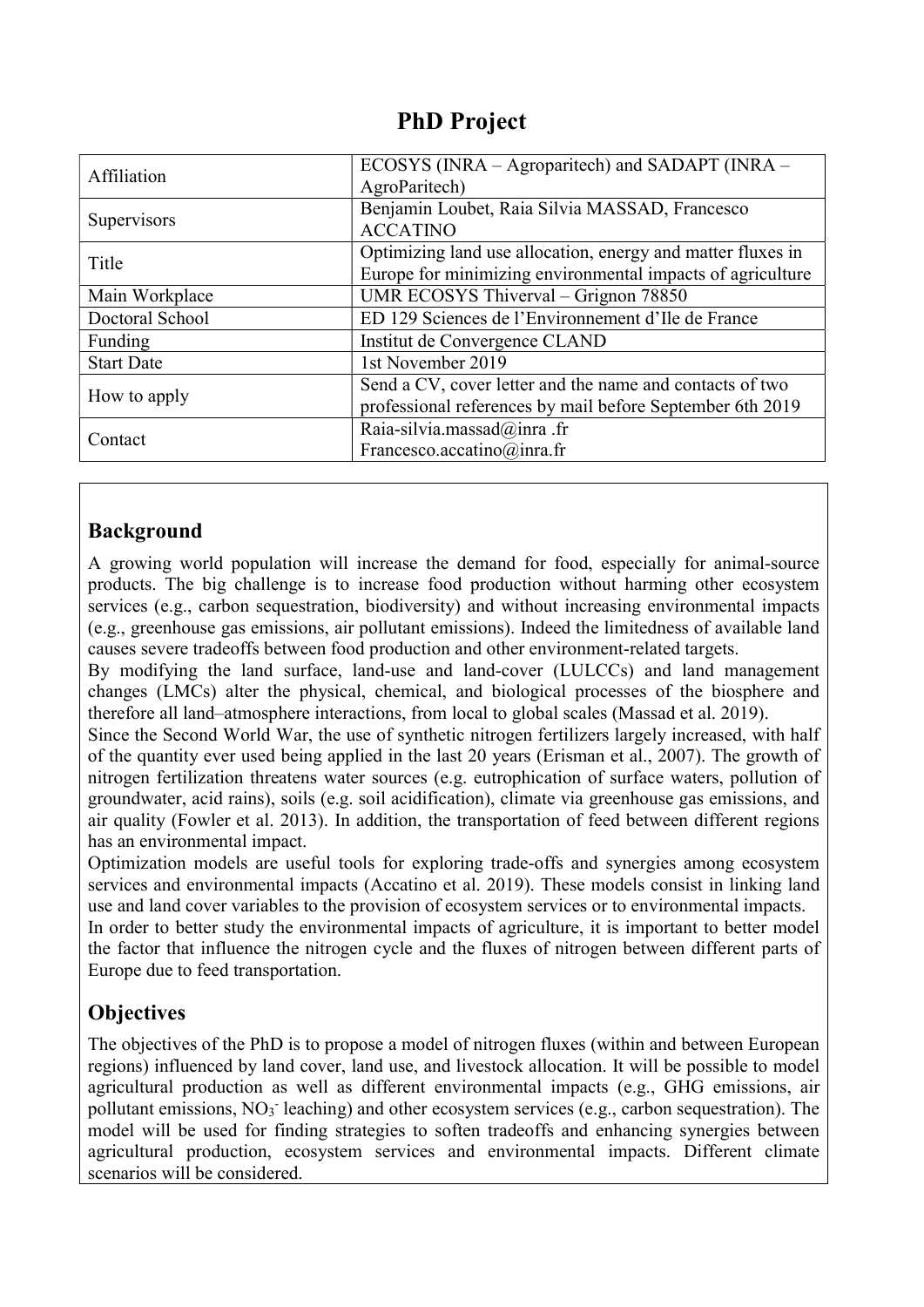# PhD Project

| Affiliation | ECOSYS (INRA – Agroparitech) and SADAPT (INRA – AgroParitech) |
|---|---|
| Supervisors | Benjamin Loubet, Raia Silvia MASSAD, Francesco ACCATINO |
| Title | Optimizing land use allocation, energy and matter fluxes in Europe for minimizing environmental impacts of agriculture |
| Main Workplace | UMR ECOSYS Thiverval – Grignon 78850 |
| Doctoral School | ED 129 Sciences de l'Environnement d'Ile de France |
| Funding | Institut de Convergence CLAND |
| Start Date | 1st November 2019 |
| How to apply | Send a CV, cover letter and the name and contacts of two professional references by mail before September 6th 2019 |
| Contact | Raia-silvia.massad@inra .fr<br>Francesco.accatino@inra.fr |

## Background

A growing world population will increase the demand for food, especially for animal-source products. The big challenge is to increase food production without harming other ecosystem services (e.g., carbon sequestration, biodiversity) and without increasing environmental impacts (e.g., greenhouse gas emissions, air pollutant emissions). Indeed the limitedness of available land causes severe tradeoffs between food production and other environment-related targets.

By modifying the land surface, land-use and land-cover (LULCCs) and land management changes (LMCs) alter the physical, chemical, and biological processes of the biosphere and therefore all land–atmosphere interactions, from local to global scales (Massad et al. 2019).

Since the Second World War, the use of synthetic nitrogen fertilizers largely increased, with half of the quantity ever used being applied in the last 20 years (Erisman et al., 2007). The growth of nitrogen fertilization threatens water sources (e.g. eutrophication of surface waters, pollution of groundwater, acid rains), soils (e.g. soil acidification), climate via greenhouse gas emissions, and air quality (Fowler et al. 2013). In addition, the transportation of feed between different regions has an environmental impact.

Optimization models are useful tools for exploring trade-offs and synergies among ecosystem services and environmental impacts (Accatino et al. 2019). These models consist in linking land use and land cover variables to the provision of ecosystem services or to environmental impacts.

In order to better study the environmental impacts of agriculture, it is important to better model the factor that influence the nitrogen cycle and the fluxes of nitrogen between different parts of Europe due to feed transportation.

## Objectives

The objectives of the PhD is to propose a model of nitrogen fluxes (within and between European regions) influenced by land cover, land use, and livestock allocation. It will be possible to model agricultural production as well as different environmental impacts (e.g., GHG emissions, air pollutant emissions, $NO_3^-$ leaching) and other ecosystem services (e.g., carbon sequestration). The model will be used for finding strategies to soften tradeoffs and enhancing synergies between agricultural production, ecosystem services and environmental impacts. Different climate scenarios will be considered.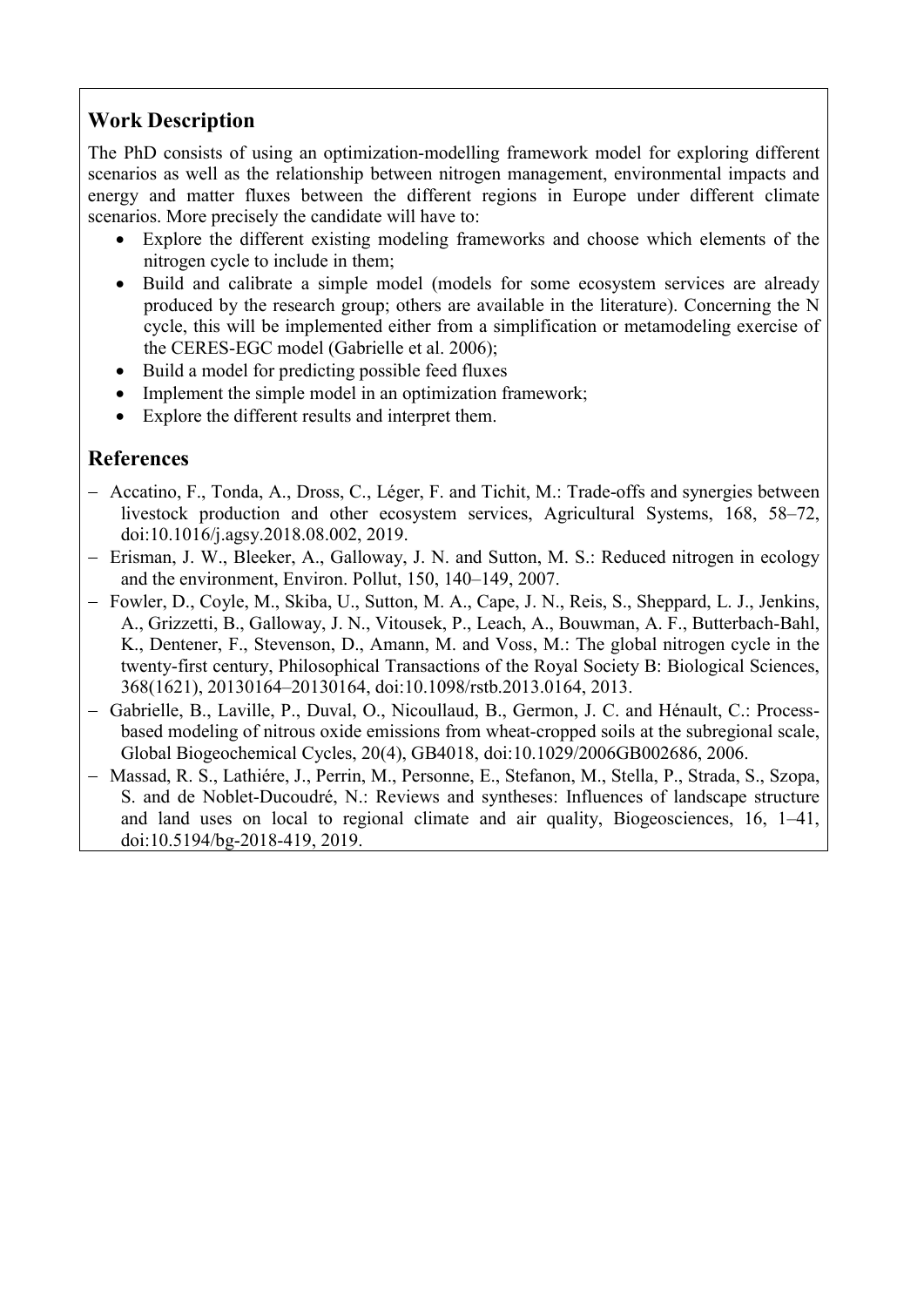## Work Description

The PhD consists of using an optimization-modelling framework model for exploring different scenarios as well as the relationship between nitrogen management, environmental impacts and energy and matter fluxes between the different regions in Europe under different climate scenarios. More precisely the candidate will have to:

- Explore the different existing modeling frameworks and choose which elements of the nitrogen cycle to include in them;
- Build and calibrate a simple model (models for some ecosystem services are already produced by the research group; others are available in the literature). Concerning the N cycle, this will be implemented either from a simplification or metamodeling exercise of the CERES-EGC model (Gabrielle et al. 2006);
- Build a model for predicting possible feed fluxes
- Implement the simple model in an optimization framework;
- Explore the different results and interpret them.

## References

- Accatino, F., Tonda, A., Dross, C., Léger, F. and Tichit, M.: Trade-offs and synergies between livestock production and other ecosystem services, Agricultural Systems, 168, 58–72, doi:10.1016/j.agsy.2018.08.002, 2019.
- Erisman, J. W., Bleeker, A., Galloway, J. N. and Sutton, M. S.: Reduced nitrogen in ecology and the environment, Environ. Pollut, 150, 140–149, 2007.
- Fowler, D., Coyle, M., Skiba, U., Sutton, M. A., Cape, J. N., Reis, S., Sheppard, L. J., Jenkins, A., Grizzetti, B., Galloway, J. N., Vitousek, P., Leach, A., Bouwman, A. F., Butterbach-Bahl, K., Dentener, F., Stevenson, D., Amann, M. and Voss, M.: The global nitrogen cycle in the twenty-first century, Philosophical Transactions of the Royal Society B: Biological Sciences, 368(1621), 20130164–20130164, doi:10.1098/rstb.2013.0164, 2013.
- Gabrielle, B., Laville, P., Duval, O., Nicoullaud, B., Germon, J. C. and Hénault, C.: Process-based modeling of nitrous oxide emissions from wheat-cropped soils at the subregional scale, Global Biogeochemical Cycles, 20(4), GB4018, doi:10.1029/2006GB002686, 2006.
- Massad, R. S., Lathiére, J., Perrin, M., Personne, E., Stefanon, M., Stella, P., Strada, S., Szopa, S. and de Noblet-Ducoudré, N.: Reviews and syntheses: Influences of landscape structure and land uses on local to regional climate and air quality, Biogeosciences, 16, 1–41, doi:10.5194/bg-2018-419, 2019.